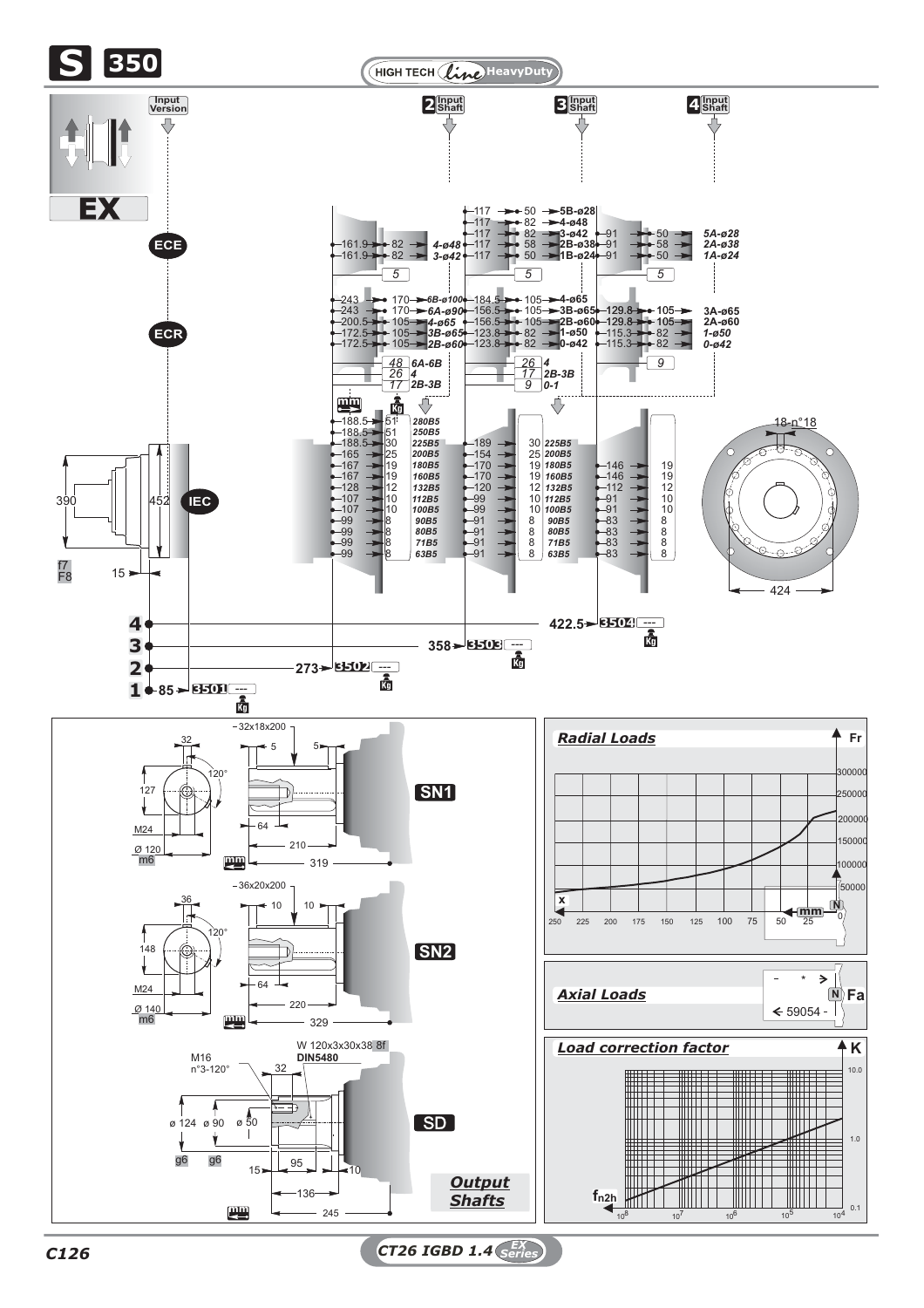# S 350

HIGH TECH Line HeavyDuty

Input Version — EX

2 Input Shaft | 3 Input Shaft | 4 Input Shaft

ECE

| Input Shaft 2 | | | Input Shaft 3 | | | Input Shaft 4 | | |
|---|---|---|---|---|---|---|---|---|
| | | | 117 | 50 | 5B-ø28 | | | |
| | | | 117 | 82 | 4-ø48 | | | |
| 161.9 | 82 | 4-ø48 | 117 | 82 | 3-ø42 | 91 | 50 | 5A-ø28 |
| 161.9 | 82 | 3-ø42 | 117 | 58 | 2B-ø38 | 91 | 58 | 2A-ø38 |
| | | | 117 | 50 | 1B-ø24 | 91 | 50 | 1A-ø24 |
| 5 | | | 5 | | | 5 | | |

ECR

| Input Shaft 2 | | | Input Shaft 3 | | | Input Shaft 4 | | |
|---|---|---|---|---|---|---|---|---|
| 243 | 170 | 6B-ø100 | 184.5 | 105 | 4-ø65 | | | |
| 243 | 170 | 6A-ø90 | 156.5 | 105 | 3B-ø65 | 129.8 | 105 | 3A-ø65 |
| 200.5 | 105 | 4-ø65 | 156.5 | 105 | 2B-ø60 | 129.8 | 105 | 2A-ø60 |
| 172.5 | 105 | 3B-ø65 | 123.8 | 82 | 1-ø50 | 115.3 | 82 | 1-ø50 |
| 172.5 | 105 | 2B-ø60 | 123.8 | 82 | 0-ø42 | 115.3 | 82 | 0-ø42 |
| 48 | 6A-6B | | 26 | 4 | | 9 | | |
| 26 | 4 | | 17 | 2B-3B | | | | |
| 17 | 2B-3B | | 9 | 0-1 | | | | |

IEC

| Input Shaft 2 | | | Input Shaft 3 | | | Input Shaft 4 | |
|---|---|---|---|---|---|---|---|
| 188.5 | 51 | 280B5 | | | | | |
| 188.5 | 51 | 250B5 | | | | | |
| 188.5 | 30 | 225B5 | 189 | 30 | 225B5 | | |
| 165 | 25 | 200B5 | 154 | 25 | 200B5 | | |
| 167 | 19 | 180B5 | 170 | 19 | 180B5 | 146 | 19 |
| 167 | 19 | 160B5 | 170 | 19 | 160B5 | 146 | 19 |
| 128 | 12 | 132B5 | 120 | 12 | 132B5 | 112 | 12 |
| 107 | 10 | 112B5 | 99 | 10 | 112B5 | 91 | 10 |
| 107 | 10 | 100B5 | 99 | 10 | 100B5 | 91 | 10 |
| 99 | 8 | 90B5 | 91 | 8 | 90B5 | 83 | 8 |
| 99 | 8 | 80B5 | 91 | 8 | 80B5 | 83 | 8 |
| 99 | 8 | 71B5 | 91 | 8 | 71B5 | 83 | 8 |
| 99 | 8 | 63B5 | 91 | 8 | 63B5 | 83 | 8 |

390, 452, f7, F8, 15, 18-n°18, 424

| Input | Length (mm) | Code | Kg |
|---|---|---|---|
| 1 | 85 | 3501 | --- |
| 2 | 273 | 3502 | --- |
| 3 | 358 | 3503 | --- |
| 4 | 422.5 | 3504 | --- |

## Output Shafts

**SN1**: 32x18x200; 5; 5; 32; 127; 120°; M24; Ø 120 m6; 64; 210; 319 (mm)

**SN2**: 36x20x200; 10; 10; 36; 148; 120°; M24; Ø 140 m6; 64; 220; 329 (mm)

**SD**: W 120x3x30x38 8f DIN5480; M16 n°3-120°; 32; ø 124 g6; ø 90 g6; ø 50; 15; 95; 10; 136; 245 (mm)

## Radial Loads

Fr (N): 50000, 100000, 150000, 200000, 250000, 300000

x (mm): 250, 225, 200, 175, 150, 125, 100, 75, 50, 25, 0

## Axial Loads

Fa (N): 59054

## Load correction factor

K: 0.1, 1.0, 10.0

$f_{n2h}$: $10^8$, $10^7$, $10^6$, $10^5$, $10^4$

C126

CT26 IGBD 1.4 EX Series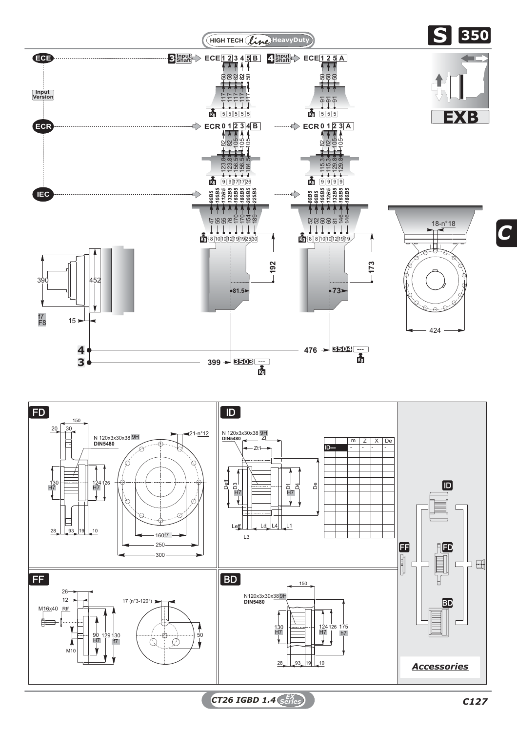HIGH TECH Line HeavyDuty

# S 350

EXB

C

## ECE

Input Version

3 Input Shaft ➔ ECE 1 2 3 4 5 B

| 50 | 58 | 82 | 82 | 50 |
|---|---|---|---|---|
| 117 | 117 | 117 | 117 | 117 |
| 5 | 5 | 5 | 5 | 5 |

4 Input Shaft ➔ ECE 1 2 5 A

| 50 | 58 | 50 |
|---|---|---|
| 91 | 91 | 91 |
| 5 | 5 | 5 |

## ECR

ECR 0 1 2 3 4 B

| 82 | 82 | 105 | 105 | 105 |
|---|---|---|---|---|
| 123.8 | 123.8 | 156.5 | 156.5 | 184.5 |
| 9 | 9 | 17 | 17 | 26 |

ECR 0 1 2 3 A

| 82 | 82 | 105 | 105 |
|---|---|---|---|
| 115.3 | 115.3 | 129.8 | 129.8 |
| 9 | 9 | 9 | 9 |

## IEC

| 90B5 | 100B5 | 112B5 | 132B5 | 160B5 | 180B5 | 200B5 | 225B5 |
|---|---|---|---|---|---|---|---|
| 47 | 55 | 55 | 76 | 170 | 170 | 154 | 189 |
| 8 | 10 | 10 | 12 | 19 | 19 | 25 | 30 |

| 80B5 | 90B5 | 100B5 | 112B5 | 132B5 | 160B5 | 180B5 |
|---|---|---|---|---|---|---|
| 52 | 52 | 60 | 60 | 81 | 146 | 146 |
| 8 | 8 | 10 | 10 | 12 | 19 | 19 |

192, 81.5, 173, 73

390, 452, f7 F8, 15

18-n°18, 424

4 — 476 ➔ 3504 ---

3 — 399 ➔ 3503 ---

## FD

N 120x3x30x38 9H DIN5480

150, 20, 30, 130 H7, 124 H7, 126, 28, 93, 19, 10, 21-n°12, 160f7, 250, 300

## ID

N 120x3x30x38 9H DIN5480

Zt, Zt1, Deff, D3 H7, D1 H7, D4, De, Leff, Ld, L4, L1, L3

| | m | Z | X | De |
|---|---|---|---|---|
| ID— | - | - | - | - |

## FF

26, 12, M16x40, Rff, 17 (n°3-120°), 90 H7, 129, 130 f7, M10, 50

## BD

N120x3x30x38 9H DIN5480

150, 130 H7, 124 H7, 126, 175 h7, 28, 93, 19, 10

## Accessories

ID, FF, FD, BD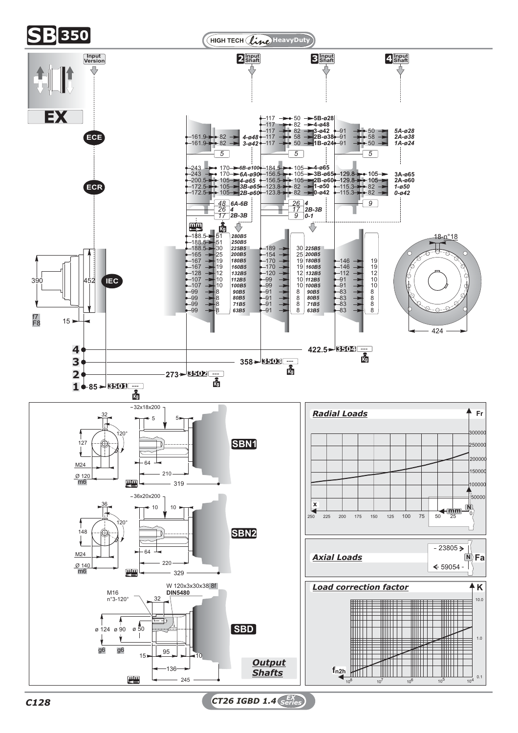# SB 350

HIGH TECH *line* HeavyDuty

**EX**

Input Version — ECE, ECR, IEC

2 Input Shaft | 3 Input Shaft | 4 Input Shaft

### ECE

| 2 Input Shaft | | | 3 Input Shaft | | | 4 Input Shaft | | |
|---|---|---|---|---|---|---|---|---|
| | | | 117 | 50 | 5B-ø28 | | | |
| | | | 117 | 82 | 4-ø48 | | | |
| 161.9 | 82 | 4-ø48 | 117 | 82 | 3-ø42 | 91 | 50 | 5A-ø28 |
| 161.9 | 82 | 3-ø42 | 117 | 58 | 2B-ø38 | 91 | 58 | 2A-ø38 |
| | | | 117 | 50 | 1B-ø24 | 91 | 50 | 1A-ø24 |
| Kg: 5 | | | Kg: 5 | | | Kg: 5 | | |

### ECR

| 2 Input Shaft | | | 3 Input Shaft | | | 4 Input Shaft | | |
|---|---|---|---|---|---|---|---|---|
| 243 | 170 | 6B-ø100 | 184.5 | 105 | 4-ø65 | | | |
| 243 | 170 | 6A-ø90 | 156.5 | 105 | 3B-ø65 | 129.8 | 105 | 3A-ø65 |
| 200.5 | 105 | 4-ø65 | 156.5 | 105 | 2B-ø60 | 129.8 | 105 | 2A-ø60 |
| 172.5 | 105 | 3B-ø65 | 123.8 | 82 | 1-ø50 | 115.3 | 82 | 1-ø50 |
| 172.5 | 105 | 2B-ø60 | 123.8 | 82 | 0-ø42 | 115.3 | 82 | 0-ø42 |
| Kg: 48 | 6A-6B | | Kg: 26 | 4 | | Kg: 9 | | |
| Kg: 26 | 4 | | Kg: 17 | 2B-3B | | | | |
| Kg: 17 | 2B-3B | | Kg: 9 | 0-1 | | | | |

### IEC

| 2 Input Shaft (mm) | Kg | | 3 Input Shaft (mm) | Kg | | 4 Input Shaft (mm) | Kg |
|---|---|---|---|---|---|---|---|
| 188.5 | 51 | 280B5 | | | | | |
| 188.5 | 51 | 250B5 | | | | | |
| 188.5 | 30 | 225B5 | 189 | 30 | 225B5 | | |
| 165 | 25 | 200B5 | 154 | 25 | 200B5 | | |
| 167 | 19 | 180B5 | 170 | 19 | 180B5 | 146 | 19 |
| 167 | 19 | 160B5 | 170 | 19 | 160B5 | 146 | 19 |
| 128 | 12 | 132B5 | 120 | 12 | 132B5 | 112 | 12 |
| 107 | 10 | 112B5 | 99 | 10 | 112B5 | 91 | 10 |
| 107 | 10 | 100B5 | 99 | 10 | 100B5 | 91 | 10 |
| 99 | 8 | 90B5 | 91 | 8 | 90B5 | 83 | 8 |
| 99 | 8 | 80B5 | 91 | 8 | 80B5 | 83 | 8 |
| 99 | 8 | 71B5 | 91 | 8 | 71B5 | 83 | 8 |
| 99 | 8 | 63B5 | 91 | 8 | 63B5 | 83 | 8 |

Dimensions: 390, 452, 15, f7 / F8, 424, 18-n°18

| Stages | Length (mm) | Code | Kg |
|---|---|---|---|
| 1 | 85 | 3501 | --- |
| 2 | 273 | 3502 | --- |
| 3 | 358 | 3503 | --- |
| 4 | 422.5 | 3504 | --- |

## Output Shafts

**SBN1**: 32x18x200; 32; 5; 5; 120°; 127; M24; Ø 120 m6; 64; 210; 319 (mm)

**SBN2**: 36x20x200; 36; 10; 10; 120°; 148; M24; Ø 140 m6; 64; 220; 329 (mm)

**SBD**: W 120x3x30x38 8f DIN5480; M16 n°3-120°; 32; ø 124 g6; ø 90 g6; ø 50; 15; 95; 10; 136; 245 (mm)

## Radial Loads

Fr (N): 50000, 100000, 150000, 200000, 250000, 300000

x (mm): 250, 225, 200, 175, 150, 125, 100, 75, 50, 25, 0

## Axial Loads

Fa (N): 23805 / 59054

## Load correction factor

K: 0.1, 1.0, 10.0

$f_{n2h}$: $10^8$, $10^7$, $10^6$, $10^5$, $10^4$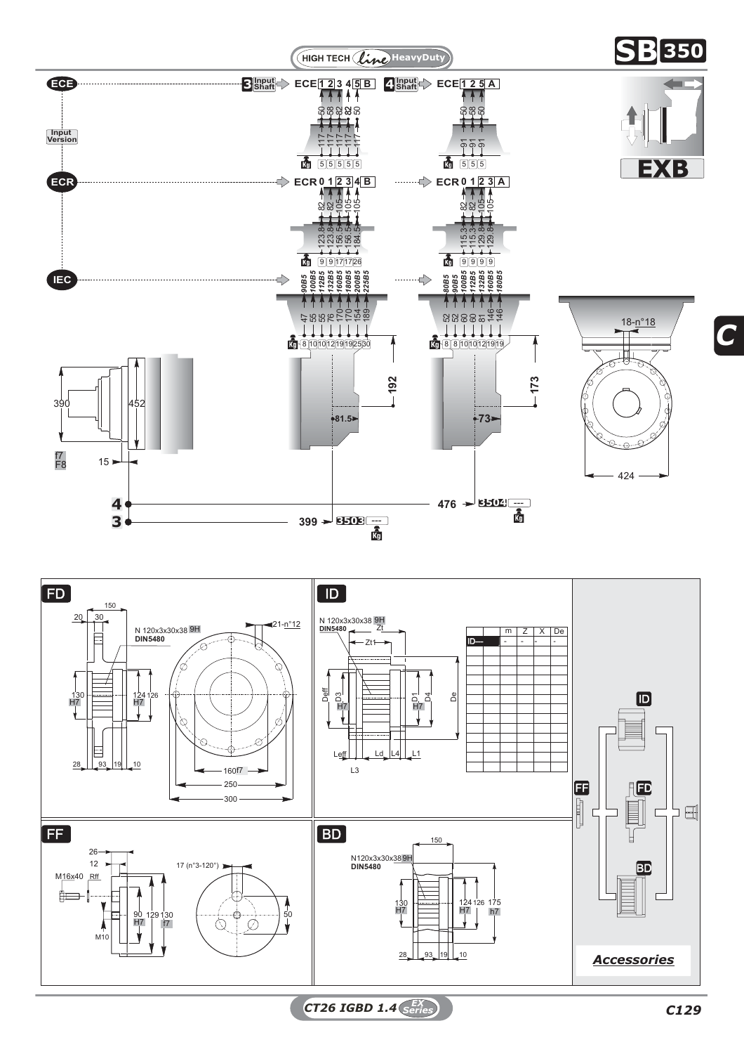# SB 350

HIGH TECH Line HeavyDuty

## EXB

**ECE** — Input Version

3 Input Shaft ➔ ECE 1 2 3 4 5 B

| ECE | 1 | 2 | 3 | 4 | 5 | B |
|---|---|---|---|---|---|---|
| | 50 | 58 | 82 | 82 | 50 | |
| | 117 | 117 | 117 | 117 | 117 | |
| Kg | 5 | 5 | 5 | 5 | 5 | |

4 Input Shaft ➔ ECE 1 2 5 A

| ECE | 1 | 2 | 5 | A |
|---|---|---|---|---|
| | 50 | 58 | 50 | |
| | 91 | 91 | 91 | |
| Kg | 5 | 5 | 5 | |

**ECR**

| ECR | 0 | 1 | 2 | 3 | 4 | B |
|---|---|---|---|---|---|---|
| | 82 | 82 | 105 | 105 | 105 | |
| | 123.8 | 123.8 | 156.5 | 156.5 | 184.5 | |
| Kg | 9 | 9 | 17 | 17 | 26 | |

| ECR | 0 | 1 | 2 | 3 | A |
|---|---|---|---|---|---|
| | 82 | 82 | 105 | 105 | |
| | 115.3 | 115.3 | 129.8 | 129.8 | |
| Kg | 9 | 9 | 9 | 9 | |

**IEC**

| IEC | 90B5 | 100B5 | 112B5 | 132B5 | 160B5 | 180B5 | 200B5 | 225B5 |
|---|---|---|---|---|---|---|---|---|
| | 47 | 55 | 55 | 76 | 170 | 170 | 154 | 189 |
| Kg | 8 | 10 | 10 | 12 | 19 | 19 | 25 | 30 |

| IEC | 80B5 | 90B5 | 100B5 | 112B5 | 132B5 | 160B5 | 180B5 |
|---|---|---|---|---|---|---|---|
| | 52 | 52 | 60 | 60 | 81 | 146 | 146 |
| Kg | 8 | 8 | 10 | 10 | 12 | 19 | 19 |

390, 452, f7 / F8, 15, 192, 81.5, 173, 73, 18-n°18, 424

4 — 476 ➔ 3504 --- Kg

3 — 399 ➔ 3503 --- Kg

C

## FD

150; 20; 30; N 120x3x30x38 9H DIN5480; 21-n°12; 130 H7; 124 H7; 126; 28; 93; 19; 10; 160f7; 250; 300

## ID

N 120x3x30x38 9H DIN5480; Zt; Zt1; Deff; D3 H7; D1 H7; D4; De; Leff; Ld; L4; L1; L3

| | | m | Z | X | De |
|---|---|---|---|---|---|
| ID— | | - | - | - | - |

## FF

26; 12; M16x40; Rff; 17 (n°3-120°); 90 H7; 129; 130 f7; 50; M10

## BD

150; N120x3x30x38 9H DIN5480; 130 H7; 124 H7; 126; 175 h7; 28; 93; 19; 10

*Accessories*: ID, FF, FD, BD

CT26 IGBD 1.4 EX Series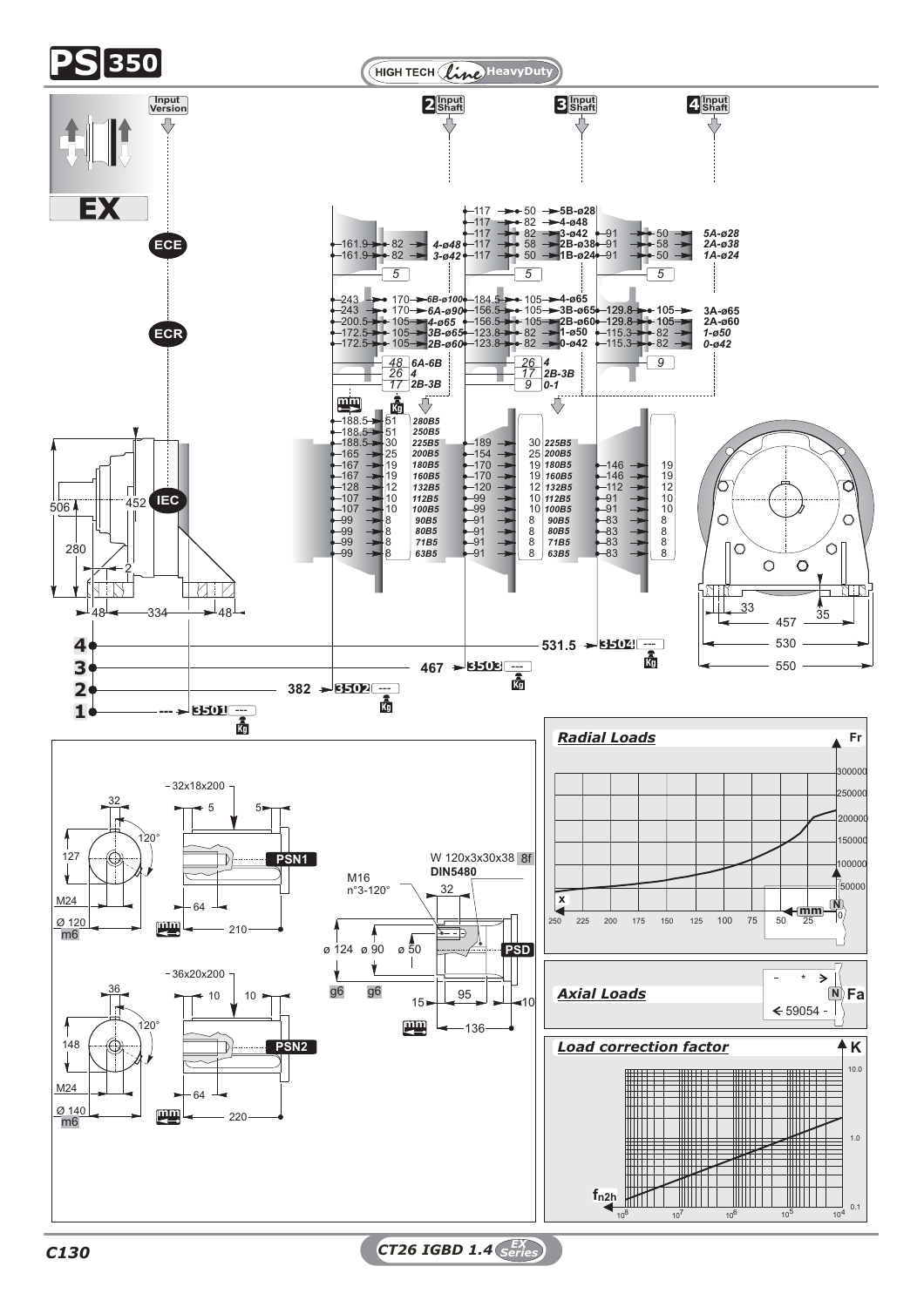# PS 350

HIGH TECH line HeavyDuty

**EX**

Input Version | 2 Input Shaft | 3 Input Shaft | 4 Input Shaft

ECE | ECR | IEC

## ECE

| 2 Input Shaft | | | 3 Input Shaft | | | 4 Input Shaft | | |
|---|---|---|---|---|---|---|---|---|
| | | | 117 | 50 | 5B-ø28 | | | |
| | | | 117 | 82 | 4-ø48 | | | |
| | | | 117 | 82 | 3-ø42 | 91 | 50 | 5A-ø28 |
| 161.9 | 82 | 4-ø48 | 117 | 58 | 2B-ø38 | 91 | 58 | 2A-ø38 |
| 161.9 | 82 | 3-ø42 | 117 | 50 | 1B-ø24 | 91 | 50 | 1A-ø24 |
| 5 | | | 5 | | | 5 | | |

## ECR

| 2 Input Shaft | | | 3 Input Shaft | | | 4 Input Shaft | | |
|---|---|---|---|---|---|---|---|---|
| 243 | 170 | 6B-ø100 | 184.5 | 105 | 4-ø65 | | | |
| 243 | 170 | 6A-ø90 | 156.5 | 105 | 3B-ø65 | 129.8 | 105 | 3A-ø65 |
| 200.5 | 105 | 4-ø65 | 156.5 | 105 | 2B-ø60 | 129.8 | 105 | 2A-ø60 |
| 172.5 | 105 | 3B-ø65 | 123.8 | 82 | 1-ø50 | 115.3 | 82 | 1-ø50 |
| 172.5 | 105 | 2B-ø60 | 123.8 | 82 | 0-ø42 | 115.3 | 82 | 0-ø42 |
| 48 | 6A-6B | | 26 | 4 | | 9 | | |
| 26 | 4 | | 17 | 2B-3B | | | | |
| 17 | 2B-3B | | 9 | 0-1 | | | | |

## IEC

| 2 Input Shaft (mm) | Kg | IEC | 3 Input Shaft (mm) | Kg | IEC | 4 Input Shaft (mm) | Kg |
|---|---|---|---|---|---|---|---|
| 188.5 | 51 | 280B5 | | | | | |
| 188.5 | 51 | 250B5 | | | | | |
| 188.5 | 30 | 225B5 | 189 | 30 | 225B5 | | |
| 165 | 25 | 200B5 | 154 | 25 | 200B5 | | |
| 167 | 19 | 180B5 | 170 | 19 | 180B5 | 146 | 19 |
| 167 | 19 | 160B5 | 170 | 19 | 160B5 | 146 | 19 |
| 128 | 12 | 132B5 | 120 | 12 | 132B5 | 112 | 12 |
| 107 | 10 | 112B5 | 99 | 10 | 112B5 | 91 | 10 |
| 107 | 10 | 100B5 | 99 | 10 | 100B5 | 91 | 10 |
| 99 | 8 | 90B5 | 91 | 8 | 90B5 | 83 | 8 |
| 99 | 8 | 80B5 | 91 | 8 | 80B5 | 83 | 8 |
| 99 | 8 | 71B5 | 91 | 8 | 71B5 | 83 | 8 |
| 99 | 8 | 63B5 | 91 | 8 | 63B5 | 83 | 8 |

Dimensions: 506, 452, 280, 2, 48, 334, 48; 33, 35, 457, 530, 550

| | | Code | Kg |
|---|---|---|---|
| 4 | 531.5 | 3504 | --- |
| 3 | 467 | 3503 | --- |
| 2 | 382 | 3502 | --- |
| 1 | --- | 3501 | --- |

## Output shafts

**PSN1**: 32x18x200; 5; 5; 32; 127; 120°; M24; Ø 120 m6; 64; 210 (mm)

**PSN2**: 36x20x200; 10; 10; 36; 148; 120°; M24; Ø 140 m6; 64; 220 (mm)

**PSD**: W 120x3x30x38 8f DIN5480; M16 n°3-120°; 32; ø 124 g6; ø 90 g6; ø 50; 15; 95; 10; 136 (mm)

## Radial Loads

Fr (N): 50000, 100000, 150000, 200000, 250000, 300000; x (mm): 250, 225, 200, 175, 150, 125, 100, 75, 50, 25, 0

## Axial Loads

Fa (N): 59054

## Load correction factor

K: 0.1, 1.0, 10.0; $f_{n2h}$: $10^8$, $10^7$, $10^6$, $10^5$, $10^4$

C130

CT26 IGBD 1.4 EX Series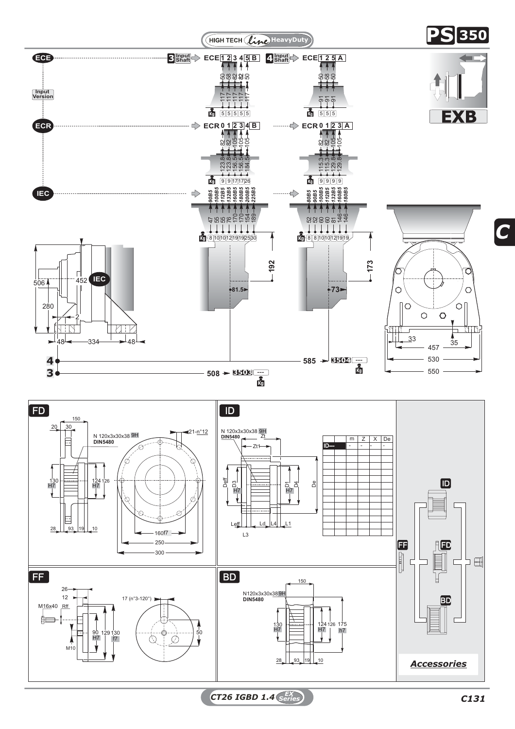HIGH TECH Line HeavyDuty

# PS 350

## EXB

**ECE** — Input Version

3 Input Shaft → ECE 1 2 3 4 5 B

| | 1 | 2 | 3 | 4 | 5 |
|---|---|---|---|---|---|
| | 50 | 58 | 82 | 82 | 50 |
| | 117 | 117 | 117 | 117 | 117 |
| Kg | 5 | 5 | 5 | 5 | 5 |

4 Input Shaft → ECE 1 2 5 A

| | 1 | 2 | 5 |
|---|---|---|---|
| | 50 | 58 | 50 |
| | 91 | 91 | 91 |
| Kg | 5 | 5 | 5 |

**ECR**

ECR 0 1 2 3 4 B

| | 0 | 1 | 2 | 3 | 4 |
|---|---|---|---|---|---|
| | 82 | 82 | 105 | 105 | 105 |
| | 123.8 | 123.8 | 156.5 | 156.5 | 184.5 |
| Kg | 9 | 9 | 17 | 17 | 26 |

ECR 0 1 2 3 A

| | 0 | 1 | 2 | 3 |
|---|---|---|---|---|
| | 82 | 82 | 105 | 105 |
| | 115.3 | 115.3 | 129.8 | 129.8 |
| Kg | 9 | 9 | 9 | 9 |

**IEC**

| | 90B5 | 100B5 | 112B5 | 132B5 | 160B5 | 180B5 | 200B5 | 225B5 |
|---|---|---|---|---|---|---|---|---|
| | 47 | 55 | 55 | 76 | 170 | 170 | 154 | 189 |
| Kg | 8 | 10 | 10 | 12 | 19 | 19 | 25 | 30 |

| | 80B5 | 90B5 | 100B5 | 112B5 | 132B5 | 160B5 | 180B5 |
|---|---|---|---|---|---|---|---|
| | 52 | 52 | 60 | 60 | 81 | 146 | 146 |
| Kg | 8 | 8 | 10 | 10 | 12 | 19 | 19 |

Dimensions: 506, 452, 280, 2, 48, 334, 48, 192, 81.5, 173, 73, 33, 35, 457, 530, 550

4 — 585 → 3504 --- Kg

3 — 508 → 3503 --- Kg

## FD

N 120x3x30x38 9H DIN5480

150, 20, 30, 130 H7, 124 H7, 126, 28, 93, 19, 10, 21-n°12, 160f7, 250, 300

## ID

N 120x3x30x38 9H DIN5480

Zt, Zt1, Deff, D3 H7, D1 H7, D4, De, Leff, Ld, L4, L1, L3

| | m | Z | X | De |
|---|---|---|---|---|
| ID— | - | - | - | - |

## FF

26, 12, M16x40, Rff, 17 (n°3-120°), 90 H7, 129, 130 f7, M10, 50

## BD

N120x3x30x38 9H DIN5480

150, 130 H7, 124 H7, 126, 175 h7, 28, 93, 19, 10

**Accessories**: ID, FF, FD, BD

CT26 IGBD 1.4 EX Series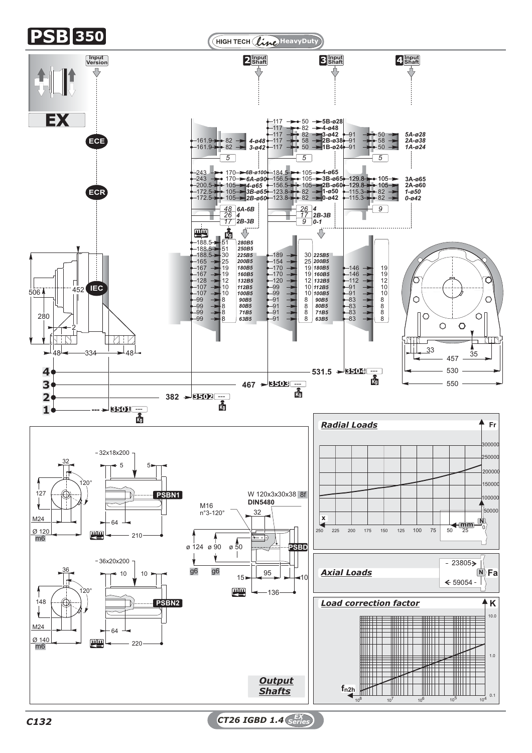# PSB 350

HIGH TECH *line* HeavyDuty

Input Version | 2 Input Shaft | 3 Input Shaft | 4 Input Shaft

**EX**

ECE

ECR

IEC

### Input shaft 2

| mm | mm | Version |
|---|---|---|
| 161.9 | 82 | 4-ø48 |
| 161.9 | 82 | 3-ø42 |

Kg: 5

| mm | mm | Version |
|---|---|---|
| 243 | 170 | 6B-ø100 |
| 243 | 170 | 6A-ø90 |
| 200.5 | 105 | 4-ø65 |
| 172.5 | 105 | 3B-ø65 |
| 172.5 | 105 | 2B-ø60 |

| Kg | Version |
|---|---|
| 48 | 6A-6B |
| 26 | 4 |
| 17 | 2B-3B |

| mm | Kg | IEC |
|---|---|---|
| 188.5 | 51 | 280B5 |
| 188.5 | 51 | 250B5 |
| 188.5 | 30 | 225B5 |
| 165 | 25 | 200B5 |
| 167 | 19 | 180B5 |
| 167 | 19 | 160B5 |
| 128 | 12 | 132B5 |
| 107 | 10 | 112B5 |
| 107 | 10 | 100B5 |
| 99 | 8 | 90B5 |
| 99 | 8 | 80B5 |
| 99 | 8 | 71B5 |
| 99 | 8 | 63B5 |

### Input shaft 3

| mm | mm | Version |
|---|---|---|
| 117 | 50 | 5B-ø28 |
| 117 | 82 | 4-ø48 |
| 117 | 82 | 3-ø42 |
| 117 | 58 | 2B-ø38 |
| 117 | 50 | 1B-ø24 |

Kg: 5

| mm | mm | Version |
|---|---|---|
| 184.5 | 105 | 4-ø65 |
| 156.5 | 105 | 3B-ø65 |
| 156.5 | 105 | 2B-ø60 |
| 123.8 | 82 | 1-ø50 |
| 123.8 | 82 | 0-ø42 |

| Kg | Version |
|---|---|
| 26 | 4 |
| 17 | 2B-3B |
| 9 | 0-1 |

| mm | Kg | IEC |
|---|---|---|
| 189 | 30 | 225B5 |
| 154 | 25 | 200B5 |
| 170 | 19 | 180B5 |
| 170 | 19 | 160B5 |
| 120 | 12 | 132B5 |
| 99 | 10 | 112B5 |
| 99 | 10 | 100B5 |
| 91 | 8 | 90B5 |
| 91 | 8 | 80B5 |
| 91 | 8 | 71B5 |
| 91 | 8 | 63B5 |

### Input shaft 4

| mm | mm | Version |
|---|---|---|
| 91 | 50 | 5A-ø28 |
| 91 | 58 | 2A-ø38 |
| 91 | 50 | 1A-ø24 |

Kg: 5

| mm | mm | Version |
|---|---|---|
| 129.8 | 105 | 3A-ø65 |
| 129.8 | 105 | 2A-ø60 |
| 115.3 | 82 | 1-ø50 |
| 115.3 | 82 | 0-ø42 |

Kg: 9

| mm | Kg |
|---|---|
| 146 | 19 |
| 146 | 19 |
| 112 | 12 |
| 91 | 10 |
| 91 | 10 |
| 83 | 8 |
| 83 | 8 |
| 83 | 8 |
| 83 | 8 |

### Dimensions

506, 452, 280, 2, 48, 334, 48

33, 35, 457, 530, 550

| Input shaft | mm | Code | Kg |
|---|---|---|---|
| 4 | 531.5 | 3504 | --- |
| 3 | 467 | 3503 | --- |
| 2 | 382 | 3502 | --- |
| 1 | --- | 3501 | --- |

### Output Shafts

**PSBN1**: 32x18x200; 5; 5; 32; 127; 120°; M24; Ø 120 m6; 64; 210 (mm)

**PSBN2**: 36x20x200; 10; 10; 36; 148; 120°; M24; Ø 140 m6; 64; 220 (mm)

**PSBD**: W 120x3x30x38 8f DIN5480; M16 n°3-120°; 32; ø 124 g6; ø 90 g6; ø 50; 15; 95; 10; 136 (mm)

### Radial Loads

Fr (N): 300000, 250000, 200000, 150000, 100000, 50000, 0

x (mm): 250, 225, 200, 175, 150, 125, 100, 75, 50, 25

### Axial Loads

Fa (N): 23805; 59054

### Load correction factor

K: 10.0, 1.0, 0.1

$f_{n2h}$: $10^8$, $10^7$, $10^6$, $10^5$, $10^4$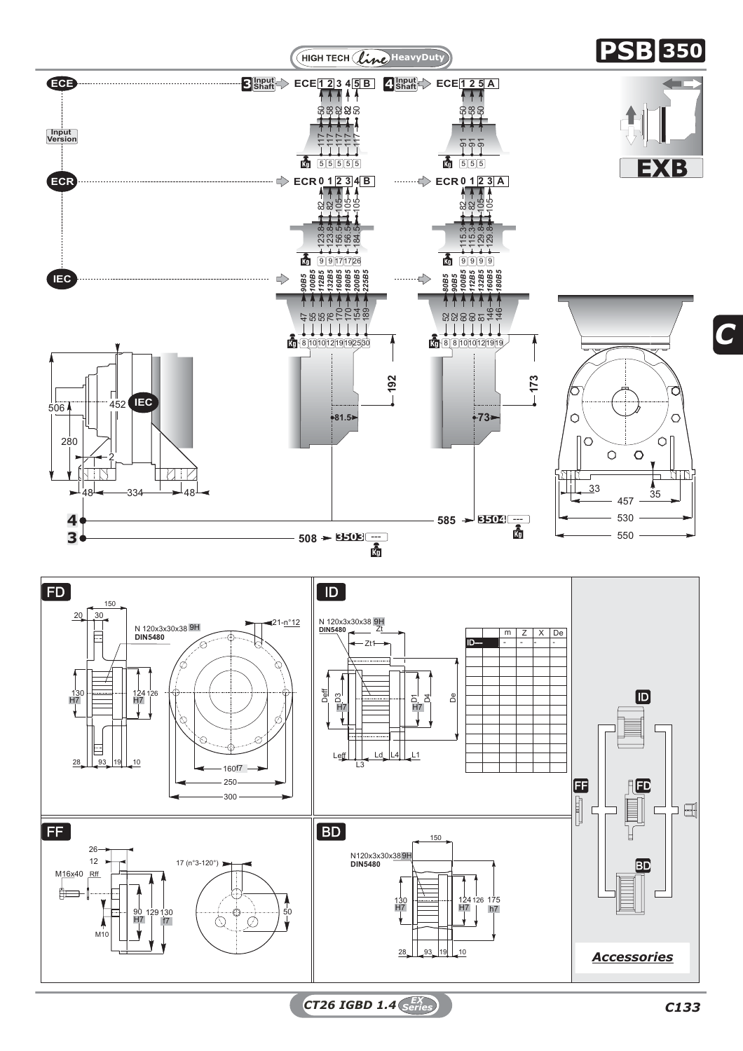# PSB 350

HIGH TECH *line* HeavyDuty

**EXB**

**ECE** — Input Version

**3 Input Shaft** ➡ ECE 1 2 3 4 5 B

| | 1 | 2 | 3 | 4 | 5 |
|---|---|---|---|---|---|
| | 50 | 58 | 82 | 82 | 50 |
| | 117 | 117 | 117 | 117 | 117 |
| Kg | 5 | 5 | 5 | 5 | 5 |

**4 Input Shaft** ➡ ECE 1 2 5 A

| | 1 | 2 | 5 |
|---|---|---|---|
| | 50 | 58 | 50 |
| | 91 | 91 | 91 |
| Kg | 5 | 5 | 5 |

**ECR**

➡ ECR 0 1 2 3 4 B

| | 0 | 1 | 2 | 3 | 4 |
|---|---|---|---|---|---|
| | 82 | 82 | 105 | 105 | 105 |
| | 123.8 | 123.8 | 156.5 | 156.5 | 184.5 |
| Kg | 9 | 9 | 17 | 17 | 26 |

➡ ECR 0 1 2 3 A

| | 0 | 1 | 2 | 3 |
|---|---|---|---|---|
| | 82 | 82 | 105 | 105 |
| | 115.3 | 115.3 | 129.8 | 129.8 |
| Kg | 9 | 9 | 9 | 9 |

**IEC**

| | 90B5 | 100B5 | 112B5 | 132B5 | 160B5 | 180B5 | 200B5 | 225B5 |
|---|---|---|---|---|---|---|---|---|
| | 47 | 55 | 55 | 76 | 170 | 170 | 154 | 189 |
| Kg | 8 | 10 | 10 | 12 | 19 | 19 | 25 | 30 |

| | 80B5 | 90B5 | 100B5 | 112B5 | 132B5 | 160B5 | 180B5 |
|---|---|---|---|---|---|---|---|
| | 52 | 52 | 60 | 60 | 81 | 146 | 146 |
| Kg | 8 | 8 | 10 | 10 | 12 | 19 | 19 |

192 — 81.5 &nbsp;&nbsp;&nbsp; 173 — 73

506, 452, 280, 2, 48, 334, 48 — IEC

33, 35, 457, 530, 550

**4** — 585 ➡ 3504 --- Kg

**3** — 508 ➡ 3503 --- Kg

## FD

150; 20; 30; N 120x3x30x38 9H DIN5480; 21-n°12; 130 H7; 124 H7; 126; 28; 93; 19; 10; 160f7; 250; 300

## ID

N 120x3x30x38 9H DIN5480; Zt; Zt1; Deff; D3 H7; D1 H7; D4; De; Leff; L3; Ld; L4; L1

| | | m | Z | X | De |
|---|---|---|---|---|---|
| ID— | | - | - | - | - |
| | | | | | |
| | | | | | |
| | | | | | |
| | | | | | |
| | | | | | |
| | | | | | |
| | | | | | |
| | | | | | |
| | | | | | |
| | | | | | |
| | | | | | |
| | | | | | |

## FF

26; 12; M16x40; Rff; 17 (n°3-120°); 90 H7; 129; 130 f7; 50; M10

## BD

150; N120x3x30x38 9H DIN5480; 130 H7; 124 H7; 126; 175 h7; 28; 93; 19; 10

***Accessories*** — ID, FF, FD, BD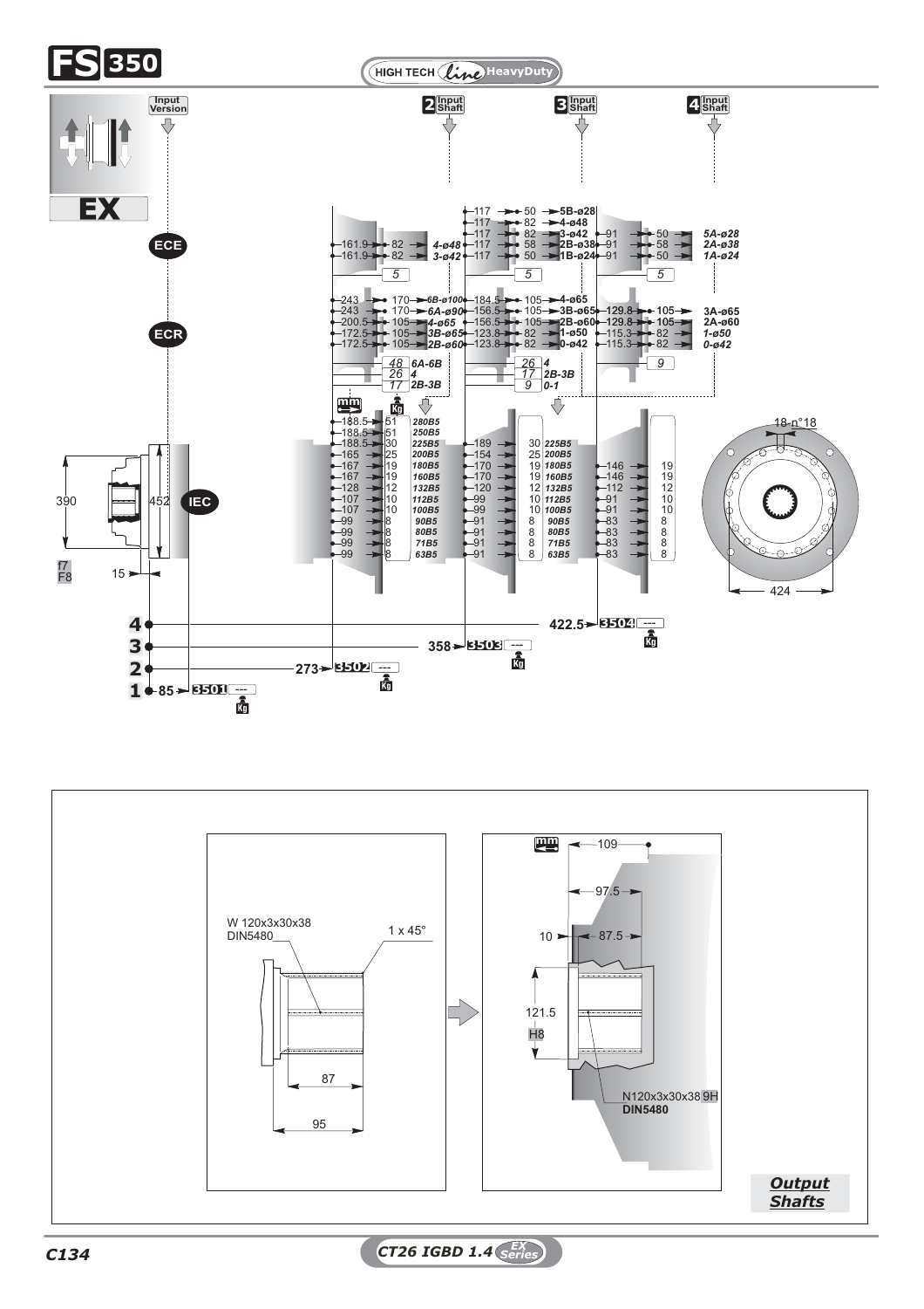# FS 350

HIGH TECH line HeavyDuty

Input Version | 2 Input Shaft | 3 Input Shaft | 4 Input Shaft

**EX**

ECE

ECR

IEC

| Input 2 | | | Input 3 | | | Input 4 | | |
|---|---|---|---|---|---|---|---|---|
| | | | 117 | 50 | 5B-ø28 | | | |
| | | | 117 | 82 | 4-ø48 | | | |
| | | | 117 | 82 | 3-ø42 | 91 | 50 | 5A-ø28 |
| 161.9 | 82 | 4-ø48 | 117 | 58 | 2B-ø38 | 91 | 58 | 2A-ø38 |
| 161.9 | 82 | 3-ø42 | 117 | 50 | 1B-ø24 | 91 | 50 | 1A-ø24 |
| | 5 | | | 5 | | | 5 | |

| Input 2 | | | Input 3 | | | Input 4 | | |
|---|---|---|---|---|---|---|---|---|
| 243 | 170 | 6B-ø100 | 184.5 | 105 | 4-ø65 | | | |
| 243 | 170 | 6A-ø90 | 156.5 | 105 | 3B-ø65 | 129.8 | 105 | 3A-ø65 |
| 200.5 | 105 | 4-ø65 | 156.5 | 105 | 2B-ø60 | 129.8 | 105 | 2A-ø60 |
| 172.5 | 105 | 3B-ø65 | 123.8 | 82 | 1-ø50 | 115.3 | 82 | 1-ø50 |
| 172.5 | 105 | 2B-ø60 | 123.8 | 82 | 0-ø42 | 115.3 | 82 | 0-ø42 |
| | 48 | 6A-6B | | 26 | 4 | | 9 | |
| | 26 | 4 | | 17 | 2B-3B | | | |
| | 17 | 2B-3B | | 9 | 0-1 | | | |

| IEC | Input 2 | | Input 3 | | Input 4 | |
|---|---|---|---|---|---|---|
| 280B5 | 188.5 | 51 | | | | |
| 250B5 | 188.5 | 51 | | | | |
| 225B5 | 188.5 | 30 | 189 | 30 | | |
| 200B5 | 165 | 25 | 154 | 25 | | |
| 180B5 | 167 | 19 | 170 | 19 | 146 | 19 |
| 160B5 | 167 | 19 | 170 | 19 | 146 | 19 |
| 132B5 | 128 | 12 | 120 | 12 | 112 | 12 |
| 112B5 | 107 | 10 | 99 | 10 | 91 | 10 |
| 100B5 | 107 | 10 | 99 | 10 | 91 | 10 |
| 90B5 | 99 | 8 | 91 | 8 | 83 | 8 |
| 80B5 | 99 | 8 | 91 | 8 | 83 | 8 |
| 71B5 | 99 | 8 | 91 | 8 | 83 | 8 |
| 63B5 | 99 | 8 | 91 | 8 | 83 | 8 |

Dimensions: 390, 452, 15, f7 / F8, 18-n°18, 424

| Input | Length | Code | Kg |
|---|---|---|---|
| 1 | 85 | 3501 | --- |
| 2 | 273 | 3502 | --- |
| 3 | 358 | 3503 | --- |
| 4 | 422.5 | 3504 | --- |

W 120x3x30x38 DIN5480

1 x 45°

87

95

109

97.5

10

87.5

121.5 H8

N120x3x30x38 9H DIN5480

*Output Shafts*

CT26 IGBD 1.4 EX Series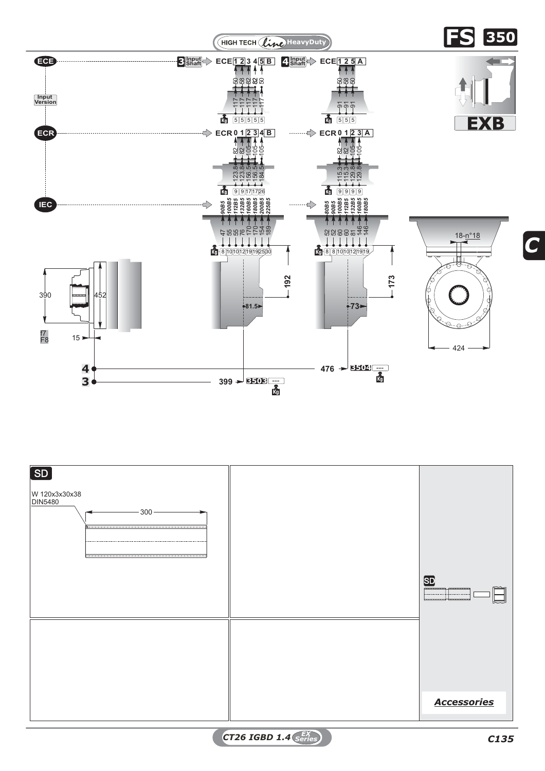# FS 350

HIGH TECH Line HeavyDuty

**EXB**

**C**

**ECE**

Input Version

**ECR**

**IEC**

**3** Input Shaft → ECE 1 2 3 4 5 B

| ECE | 1 | 2 | 3 | 4 | 5 | B |
|---|---|---|---|---|---|---|
| | 50 | 58 | 82 | 82 | 50 | |
| | 117 | 117 | 117 | 117 | 117 | |
| Kg | 5 | 5 | 5 | 5 | 5 | |

**4** Input Shaft → ECE 1 2 5 A

| ECE | 1 | 2 | 5 | A |
|---|---|---|---|---|
| | 50 | 58 | 50 | |
| | 91 | 91 | 91 | |
| Kg | 5 | 5 | 5 | |

| ECR | 0 | 1 | 2 | 3 | 4 | B |
|---|---|---|---|---|---|---|
| | 82 | 82 | 105 | 105 | 105 | |
| | 123.8 | 123.8 | 156.5 | 156.5 | 184.5 | |
| Kg | 9 | 9 | 17 | 17 | 26 | |

| ECR | 0 | 1 | 2 | 3 | A |
|---|---|---|---|---|---|
| | 82 | 82 | 105 | 105 | |
| | 115.3 | 115.3 | 129.8 | 129.8 | |
| Kg | 9 | 9 | 9 | 9 | |

| IEC | 90B5 | 100B5 | 112B5 | 132B5 | 160B5 | 180B5 | 200B5 | 225B5 |
|---|---|---|---|---|---|---|---|---|
| | 47 | 55 | 55 | 76 | 170 | 170 | 154 | 189 |
| Kg | 8 | 10 | 10 | 12 | 19 | 19 | 25 | 30 |

| IEC | 80B5 | 90B5 | 100B5 | 112B5 | 132B5 | 160B5 | 180B5 |
|---|---|---|---|---|---|---|---|
| | 52 | 52 | 60 | 60 | 81 | 146 | 146 |
| Kg | 8 | 8 | 10 | 10 | 12 | 19 | 19 |

192 — 81.5

173 — 73

18-n°18

424

390 — 452

f7 / F8 — 15

**4** — 476 → **3504** --- Kg

**3** — 399 → **3503** --- Kg

**SD**

W 120x3x30x38
DIN5480

300

SD

*Accessories*

CT26 IGBD 1.4 EX Series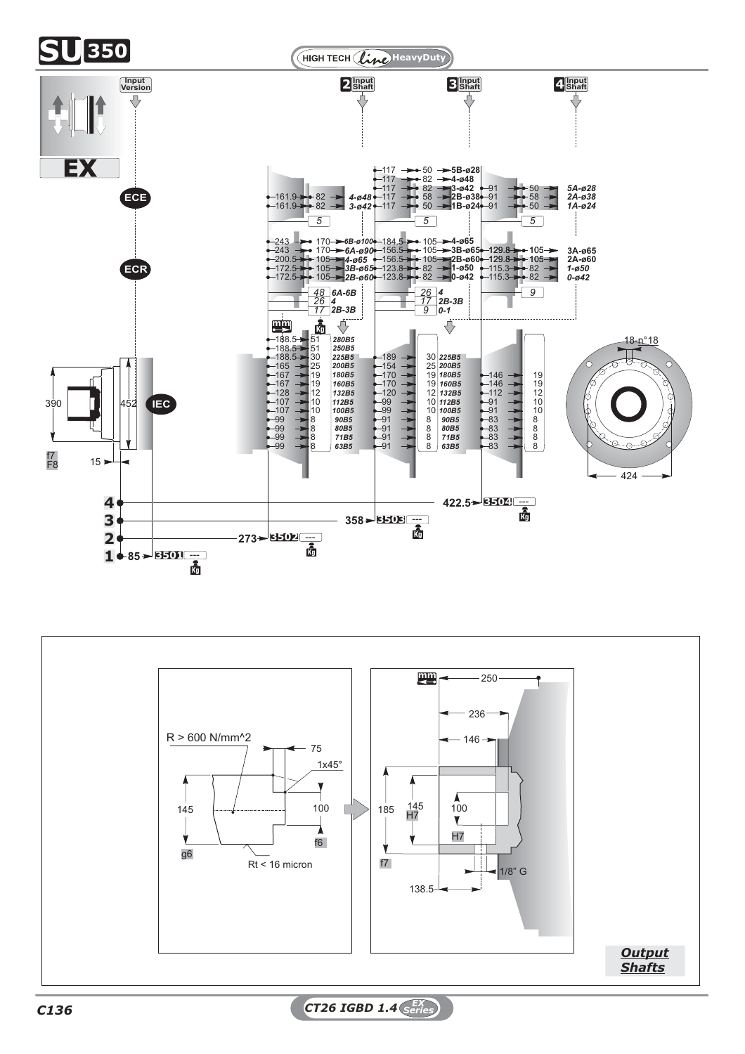# SU 350

HIGH TECH line HeavyDuty

**EX**

Input Version | 2 Input Shaft | 3 Input Shaft | 4 Input Shaft

**ECE**

| 161.9 | 82 | 4-ø48 |
|---|---|---|
| 161.9 | 82 | 3-ø42 |

5

| 117 | 50 | 5B-ø28 |
|---|---|---|
| 117 | 82 | 4-ø48 |
| 117 | 82 | 3-ø42 |
| 117 | 58 | 2B-ø38 |
| 117 | 50 | 1B-ø24 |

5

| 91 | 50 | 5A-ø28 |
|---|---|---|
| 91 | 58 | 2A-ø38 |
| 91 | 50 | 1A-ø24 |

5

**ECR**

| 243 | 170 | 6B-ø100 |
|---|---|---|
| 243 | 170 | 6A-ø90 |
| 200.5 | 105 | 4-ø65 |
| 172.5 | 105 | 3B-ø65 |
| 172.5 | 105 | 2B-ø60 |

| 48 | 6A-6B |
|---|---|
| 26 | 4 |
| 17 | 2B-3B |

| 184.5 | 105 | 4-ø65 |
|---|---|---|
| 156.5 | 105 | 3B-ø65 |
| 156.5 | 105 | 2B-ø60 |
| 123.8 | 82 | 1-ø50 |
| 123.8 | 82 | 0-ø42 |

| 26 | 4 |
|---|---|
| 17 | 2B-3B |
| 9 | 0-1 |

| 129.8 | 105 | 3A-ø65 |
|---|---|---|
| 129.8 | 105 | 2A-ø60 |
| 115.3 | 82 | 1-ø50 |
| 115.3 | 82 | 0-ø42 |

9

**IEC**

| 2 Input Shaft (mm) | Kg | IEC | 3 Input Shaft (mm) | Kg | IEC | 4 Input Shaft (mm) | Kg |
|---|---|---|---|---|---|---|---|
| 188.5 | 51 | 280B5 | | | | | |
| 188.5 | 51 | 250B5 | | | | | |
| 188.5 | 30 | 225B5 | 189 | 30 | 225B5 | | |
| 165 | 25 | 200B5 | 154 | 25 | 200B5 | | |
| 167 | 19 | 180B5 | 170 | 19 | 180B5 | 146 | 19 |
| 167 | 19 | 160B5 | 170 | 19 | 160B5 | 146 | 19 |
| 128 | 12 | 132B5 | 120 | 12 | 132B5 | 112 | 12 |
| 107 | 10 | 112B5 | 99 | 10 | 112B5 | 91 | 10 |
| 107 | 10 | 100B5 | 99 | 10 | 100B5 | 91 | 10 |
| 99 | 8 | 90B5 | 91 | 8 | 90B5 | 83 | 8 |
| 99 | 8 | 80B5 | 91 | 8 | 80B5 | 83 | 8 |
| 99 | 8 | 71B5 | 91 | 8 | 71B5 | 83 | 8 |
| 99 | 8 | 63B5 | 91 | 8 | 63B5 | 83 | 8 |

390, 452, f7, F8, 15

18-n°18, 424

| | mm | Code | Kg |
|---|---|---|---|
| 4 | 422.5 | 3504 | --- |
| 3 | 358 | 3503 | --- |
| 2 | 273 | 3502 | --- |
| 1 | 85 | 3501 | --- |

R > 600 N/mm^2, 75, 1x45°, 145, 100, g6, f6, Rt < 16 micron

250, 236, 146, 185, 145 H7, 100, H7, f7, 1/8" G, 138.5

***Output Shafts***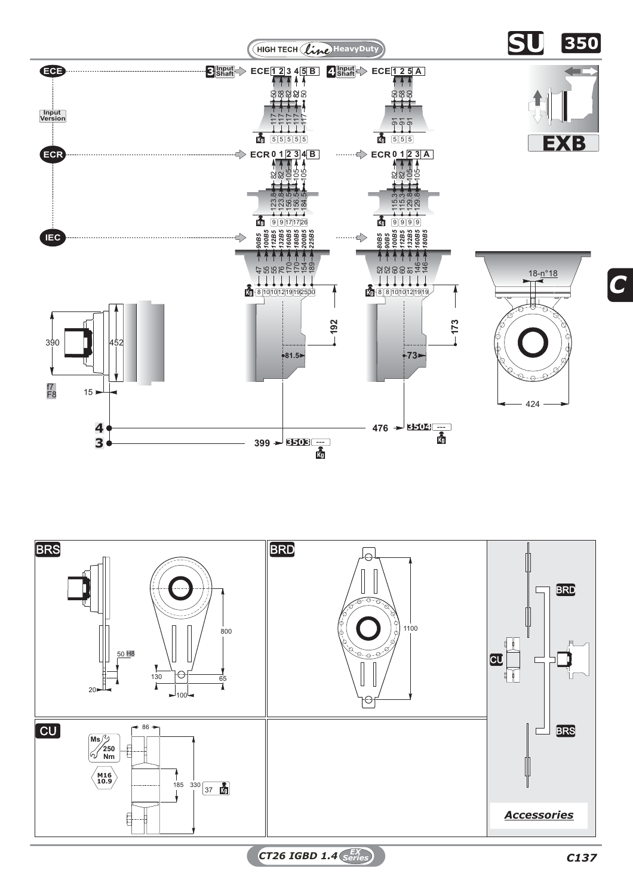HIGH TECH line HeavyDuty

SU 350

EXB

C

ECE

Input Version

ECR

IEC

3 Input Shaft ECE 1 2 3 4 5 B

50 58 82 82 50

117 117 117 117 117

5 5 5 5 5

4 Input Shaft ECE 1 2 5 A

50 58 82

91 91 91

5 5 5

ECR 0 1 2 3 4 B

82 82 105 105 105

123.8 123.8 156.5 156.5 184.5

9 9 17 17 26

ECR 0 1 2 3 A

82 82 105 105

115.3 115.3 129.8 129.8

9 9 9 9

90B5 100B5 112B5 132B5 160B5 180B5 200B5 225B5

47 55 55 76 170 170 154 189

8 10 10 12 19 19 25 30

80B5 90B5 100B5 112B5 132B5 160B5 180B5

52 52 60 60 81 146 146

8 8 10 10 12 19 19

192

81.5

173

73

18-n°18

424

390

452

f7 F8

15

4 — 476 → 3504 ---

3 — 399 → 3503 ---

BRS

800

50 H8

130

65

20

100

BRD

1100

CU

86

Ms 250 Nm

M16 10.9

185

330

37

BRD

CU

BRS

*Accessories*